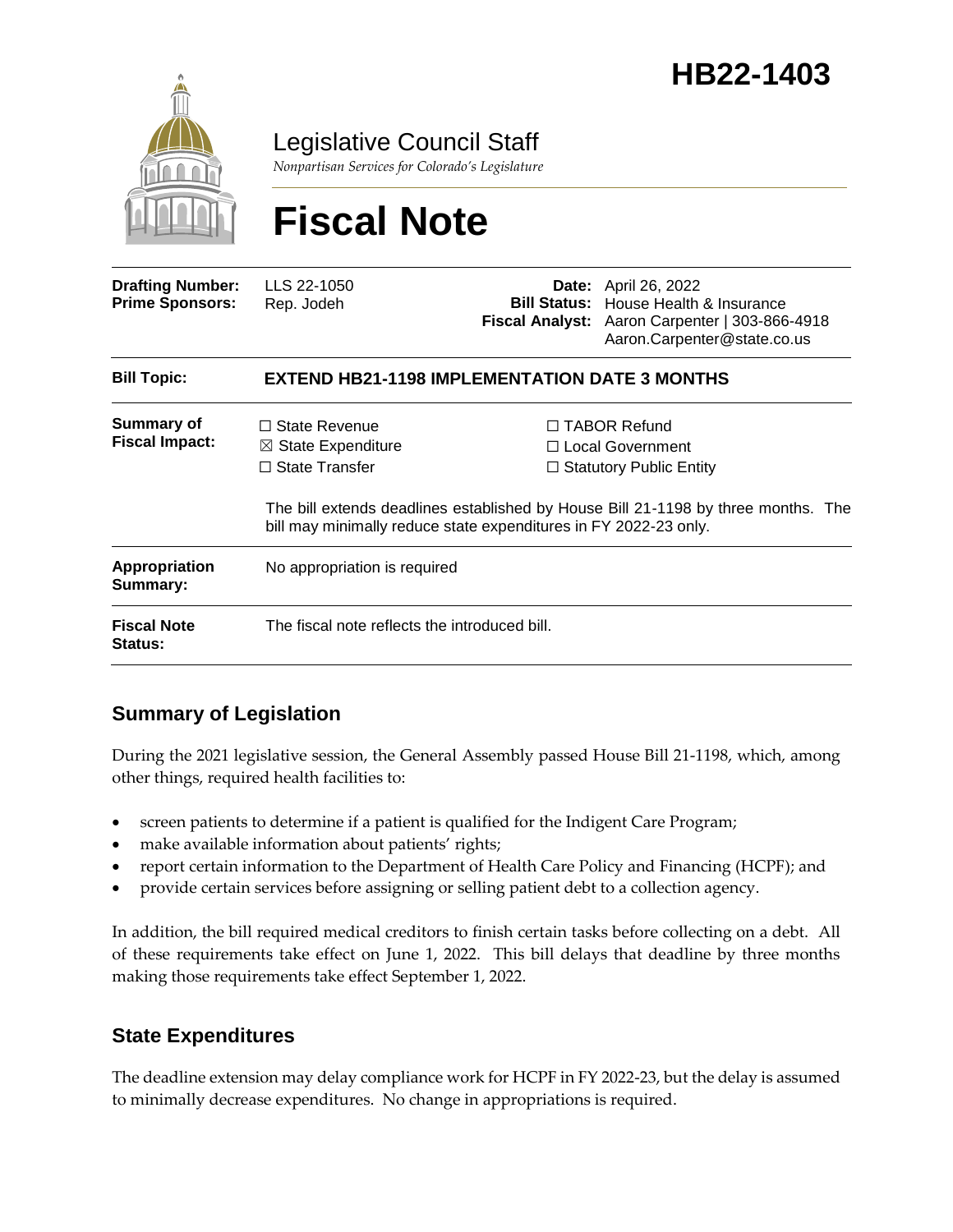# HB22-1403

Legislative Council Staff

*Nonpartisan Services for Colorado's Legislature*

# Fiscal Note

| | | | |
|---|---|---|---|
| **Drafting Number:** | LLS 22-1050 | **Date:** | April 26, 2022 |
| **Prime Sponsors:** | Rep. Jodeh | **Bill Status:** | House Health & Insurance |
| | | **Fiscal Analyst:** | Aaron Carpenter \| 303-866-4918 Aaron.Carpenter@state.co.us |

| | |
|---|---|
| **Bill Topic:** | **EXTEND HB21-1198 IMPLEMENTATION DATE 3 MONTHS** |
| **Summary of Fiscal Impact:** | ☐ State Revenue ☒ State Expenditure ☐ State Transfer ☐ TABOR Refund ☐ Local Government ☐ Statutory Public Entity<br><br>The bill extends deadlines established by House Bill 21-1198 by three months. The bill may minimally reduce state expenditures in FY 2022-23 only. |
| **Appropriation Summary:** | No appropriation is required |
| **Fiscal Note Status:** | The fiscal note reflects the introduced bill. |

## Summary of Legislation

During the 2021 legislative session, the General Assembly passed House Bill 21-1198, which, among other things, required health facilities to:

- screen patients to determine if a patient is qualified for the Indigent Care Program;
- make available information about patients' rights;
- report certain information to the Department of Health Care Policy and Financing (HCPF); and
- provide certain services before assigning or selling patient debt to a collection agency.

In addition, the bill required medical creditors to finish certain tasks before collecting on a debt. All of these requirements take effect on June 1, 2022. This bill delays that deadline by three months making those requirements take effect September 1, 2022.

## State Expenditures

The deadline extension may delay compliance work for HCPF in FY 2022-23, but the delay is assumed to minimally decrease expenditures. No change in appropriations is required.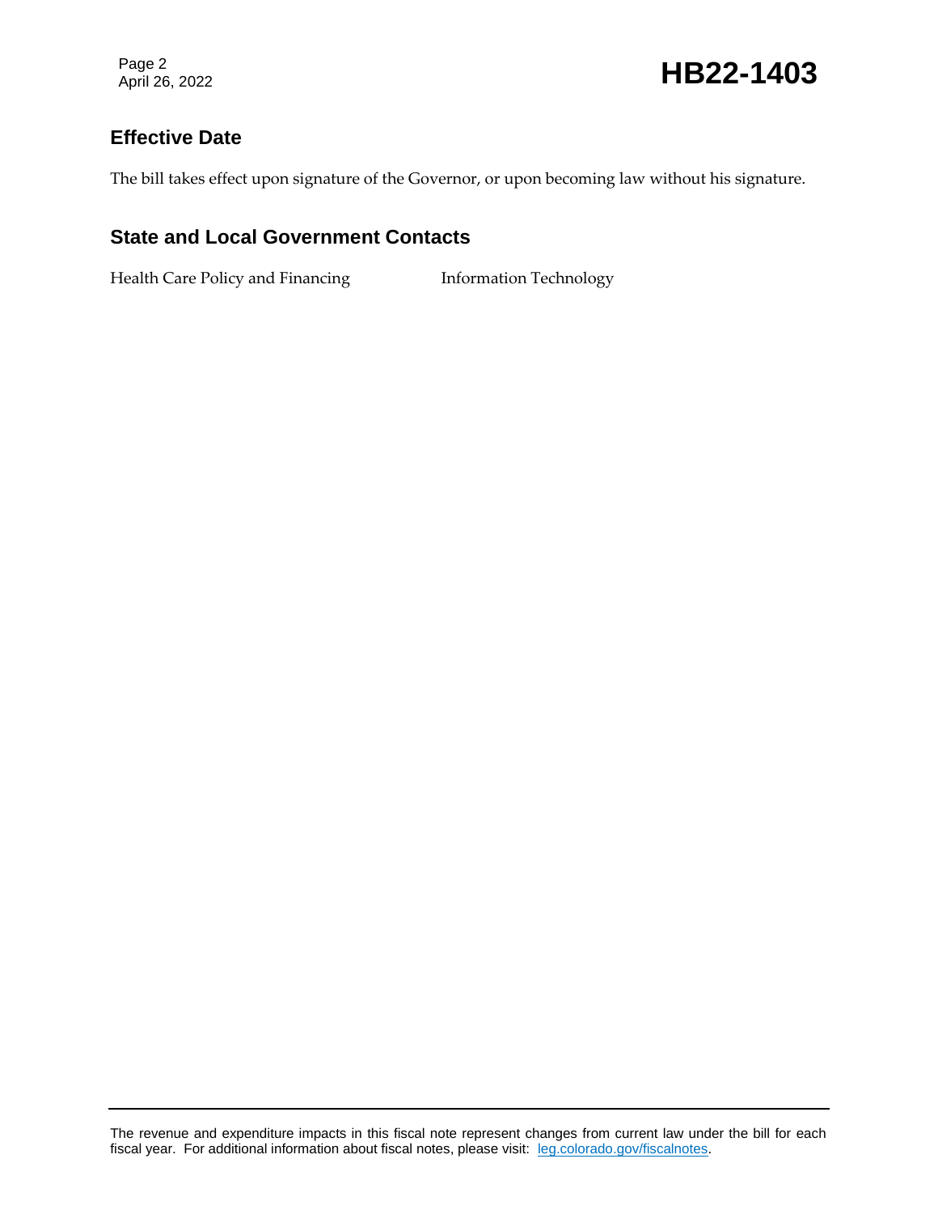## Effective Date

The bill takes effect upon signature of the Governor, or upon becoming law without his signature.

## State and Local Government Contacts

Health Care Policy and Financing

Information Technology

The revenue and expenditure impacts in this fiscal note represent changes from current law under the bill for each fiscal year. For additional information about fiscal notes, please visit: leg.colorado.gov/fiscalnotes.